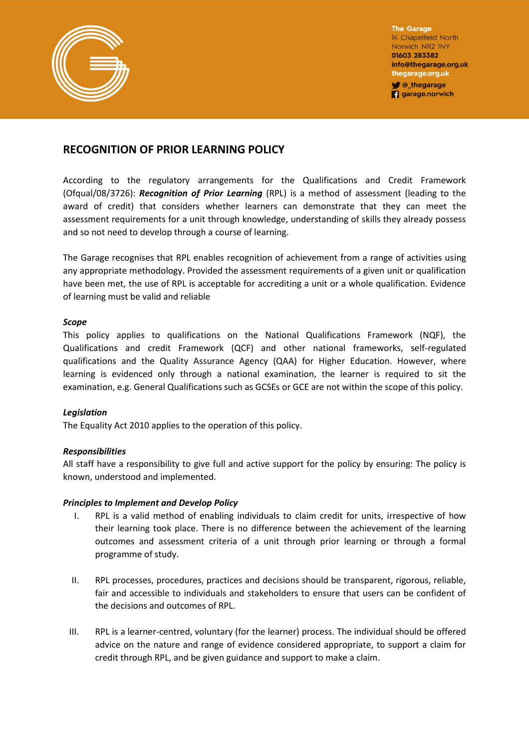The Garage
14 Chapelfield North
Norwich NR2 1NY
01603 283382
info@thegarage.org.uk
thegarage.org.uk
@_thegarage
garage.norwich

## RECOGNITION OF PRIOR LEARNING POLICY

According to the regulatory arrangements for the Qualifications and Credit Framework (Ofqual/08/3726): ***Recognition of Prior Learning*** (RPL) is a method of assessment (leading to the award of credit) that considers whether learners can demonstrate that they can meet the assessment requirements for a unit through knowledge, understanding of skills they already possess and so not need to develop through a course of learning.

The Garage recognises that RPL enables recognition of achievement from a range of activities using any appropriate methodology. Provided the assessment requirements of a given unit or qualification have been met, the use of RPL is acceptable for accrediting a unit or a whole qualification. Evidence of learning must be valid and reliable

***Scope***
This policy applies to qualifications on the National Qualifications Framework (NQF), the Qualifications and credit Framework (QCF) and other national frameworks, self-regulated qualifications and the Quality Assurance Agency (QAA) for Higher Education. However, where learning is evidenced only through a national examination, the learner is required to sit the examination, e.g. General Qualifications such as GCSEs or GCE are not within the scope of this policy.

***Legislation***
The Equality Act 2010 applies to the operation of this policy.

***Responsibilities***
All staff have a responsibility to give full and active support for the policy by ensuring: The policy is known, understood and implemented.

***Principles to Implement and Develop Policy***

I. RPL is a valid method of enabling individuals to claim credit for units, irrespective of how their learning took place. There is no difference between the achievement of the learning outcomes and assessment criteria of a unit through prior learning or through a formal programme of study.

II. RPL processes, procedures, practices and decisions should be transparent, rigorous, reliable, fair and accessible to individuals and stakeholders to ensure that users can be confident of the decisions and outcomes of RPL.

III. RPL is a learner-centred, voluntary (for the learner) process. The individual should be offered advice on the nature and range of evidence considered appropriate, to support a claim for credit through RPL, and be given guidance and support to make a claim.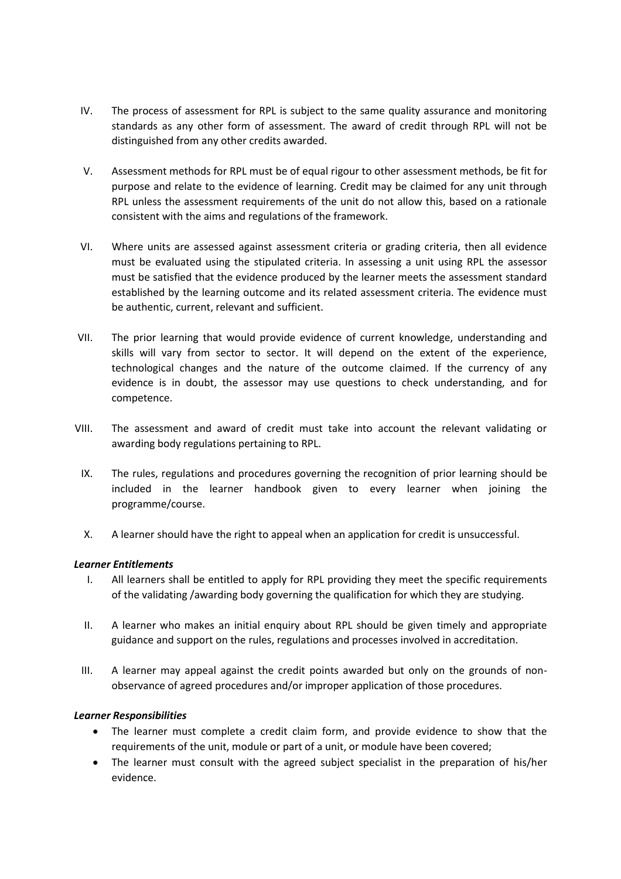IV. The process of assessment for RPL is subject to the same quality assurance and monitoring standards as any other form of assessment. The award of credit through RPL will not be distinguished from any other credits awarded.

V. Assessment methods for RPL must be of equal rigour to other assessment methods, be fit for purpose and relate to the evidence of learning. Credit may be claimed for any unit through RPL unless the assessment requirements of the unit do not allow this, based on a rationale consistent with the aims and regulations of the framework.

VI. Where units are assessed against assessment criteria or grading criteria, then all evidence must be evaluated using the stipulated criteria. In assessing a unit using RPL the assessor must be satisfied that the evidence produced by the learner meets the assessment standard established by the learning outcome and its related assessment criteria. The evidence must be authentic, current, relevant and sufficient.

VII. The prior learning that would provide evidence of current knowledge, understanding and skills will vary from sector to sector. It will depend on the extent of the experience, technological changes and the nature of the outcome claimed. If the currency of any evidence is in doubt, the assessor may use questions to check understanding, and for competence.

VIII. The assessment and award of credit must take into account the relevant validating or awarding body regulations pertaining to RPL.

IX. The rules, regulations and procedures governing the recognition of prior learning should be included in the learner handbook given to every learner when joining the programme/course.

X. A learner should have the right to appeal when an application for credit is unsuccessful.

***Learner Entitlements***

I. All learners shall be entitled to apply for RPL providing they meet the specific requirements of the validating /awarding body governing the qualification for which they are studying.

II. A learner who makes an initial enquiry about RPL should be given timely and appropriate guidance and support on the rules, regulations and processes involved in accreditation.

III. A learner may appeal against the credit points awarded but only on the grounds of non-observance of agreed procedures and/or improper application of those procedures.

***Learner Responsibilities***

- The learner must complete a credit claim form, and provide evidence to show that the requirements of the unit, module or part of a unit, or module have been covered;
- The learner must consult with the agreed subject specialist in the preparation of his/her evidence.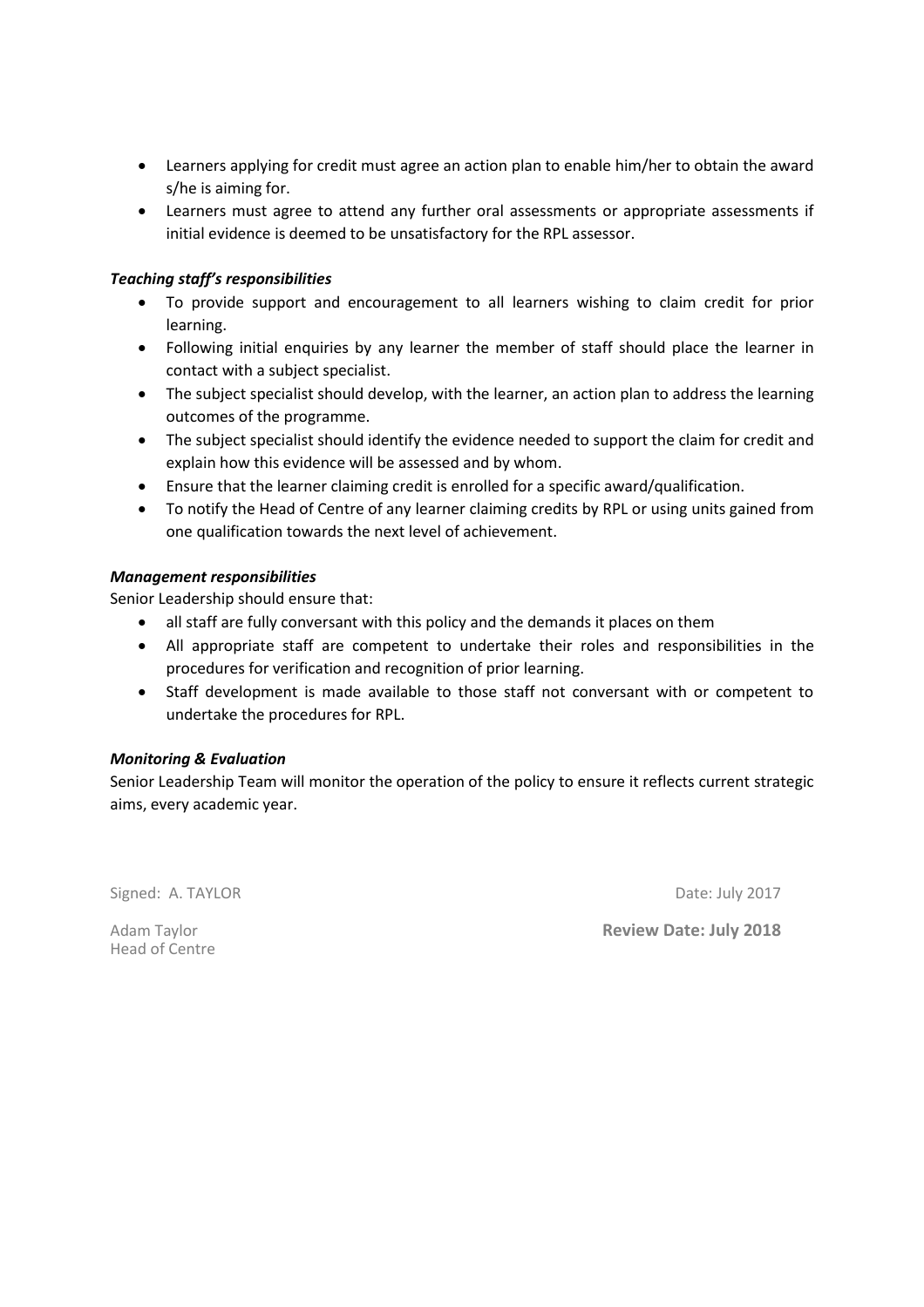- Learners applying for credit must agree an action plan to enable him/her to obtain the award s/he is aiming for.
- Learners must agree to attend any further oral assessments or appropriate assessments if initial evidence is deemed to be unsatisfactory for the RPL assessor.

***Teaching staff's responsibilities***

- To provide support and encouragement to all learners wishing to claim credit for prior learning.
- Following initial enquiries by any learner the member of staff should place the learner in contact with a subject specialist.
- The subject specialist should develop, with the learner, an action plan to address the learning outcomes of the programme.
- The subject specialist should identify the evidence needed to support the claim for credit and explain how this evidence will be assessed and by whom.
- Ensure that the learner claiming credit is enrolled for a specific award/qualification.
- To notify the Head of Centre of any learner claiming credits by RPL or using units gained from one qualification towards the next level of achievement.

***Management responsibilities***

Senior Leadership should ensure that:

- all staff are fully conversant with this policy and the demands it places on them
- All appropriate staff are competent to undertake their roles and responsibilities in the procedures for verification and recognition of prior learning.
- Staff development is made available to those staff not conversant with or competent to undertake the procedures for RPL.

***Monitoring & Evaluation***

Senior Leadership Team will monitor the operation of the policy to ensure it reflects current strategic aims, every academic year.

Signed: A. TAYLOR

Date: July 2017

Adam Taylor
Head of Centre

**Review Date: July 2018**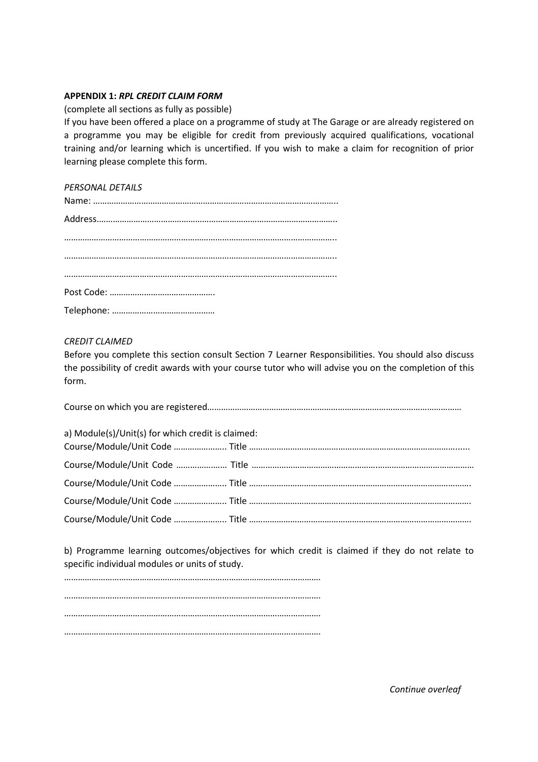**APPENDIX 1:** ***RPL CREDIT CLAIM FORM***

(complete all sections as fully as possible)

If you have been offered a place on a programme of study at The Garage or are already registered on a programme you may be eligible for credit from previously acquired qualifications, vocational training and/or learning which is uncertified. If you wish to make a claim for recognition of prior learning please complete this form.

*PERSONAL DETAILS*

Name: ……………………………………………………………………………………………..

Address…………………………………………………………………………………………..

…………………………………………………………………………………………………………..

…………………………………………………………………………………………………………..

…………………………………………………………………………………………………………..

Post Code: ……………………………………….

Telephone: ………………………………………

*CREDIT CLAIMED*

Before you complete this section consult Section 7 Learner Responsibilities. You should also discuss the possibility of credit awards with your course tutor who will advise you on the completion of this form.

Course on which you are registered………………………………………………………………………………………………

a) Module(s)/Unit(s) for which credit is claimed:

Course/Module/Unit Code ………………….. Title ………………………………………………………………………………......

Course/Module/Unit Code ………………… Title ……………………………………………………………………………………

Course/Module/Unit Code ………………….. Title …………………………………………………………………………………….

Course/Module/Unit Code ………………….. Title …………………………………………………………………………………….

Course/Module/Unit Code ………………….. Title …………………………………………………………………………………….

b) Programme learning outcomes/objectives for which credit is claimed if they do not relate to specific individual modules or units of study.

…………………………………………………………………………………………………

…………………………………………………………………………………………………

…………………………………………………………………………………………………

…………………………………………………………………………………………………

*Continue overleaf*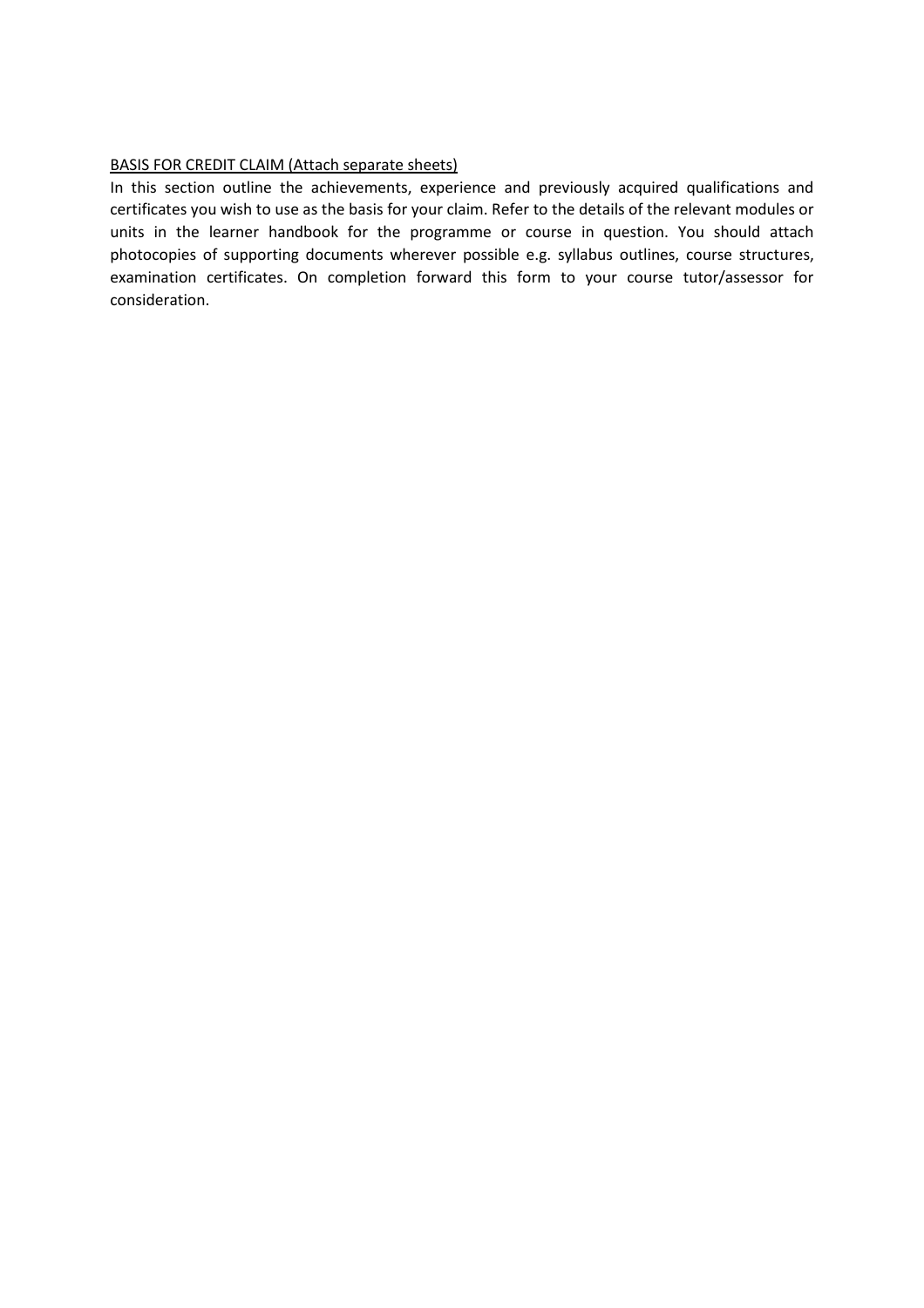<u>BASIS FOR CREDIT CLAIM (Attach separate sheets)</u>

In this section outline the achievements, experience and previously acquired qualifications and certificates you wish to use as the basis for your claim. Refer to the details of the relevant modules or units in the learner handbook for the programme or course in question. You should attach photocopies of supporting documents wherever possible e.g. syllabus outlines, course structures, examination certificates. On completion forward this form to your course tutor/assessor for consideration.